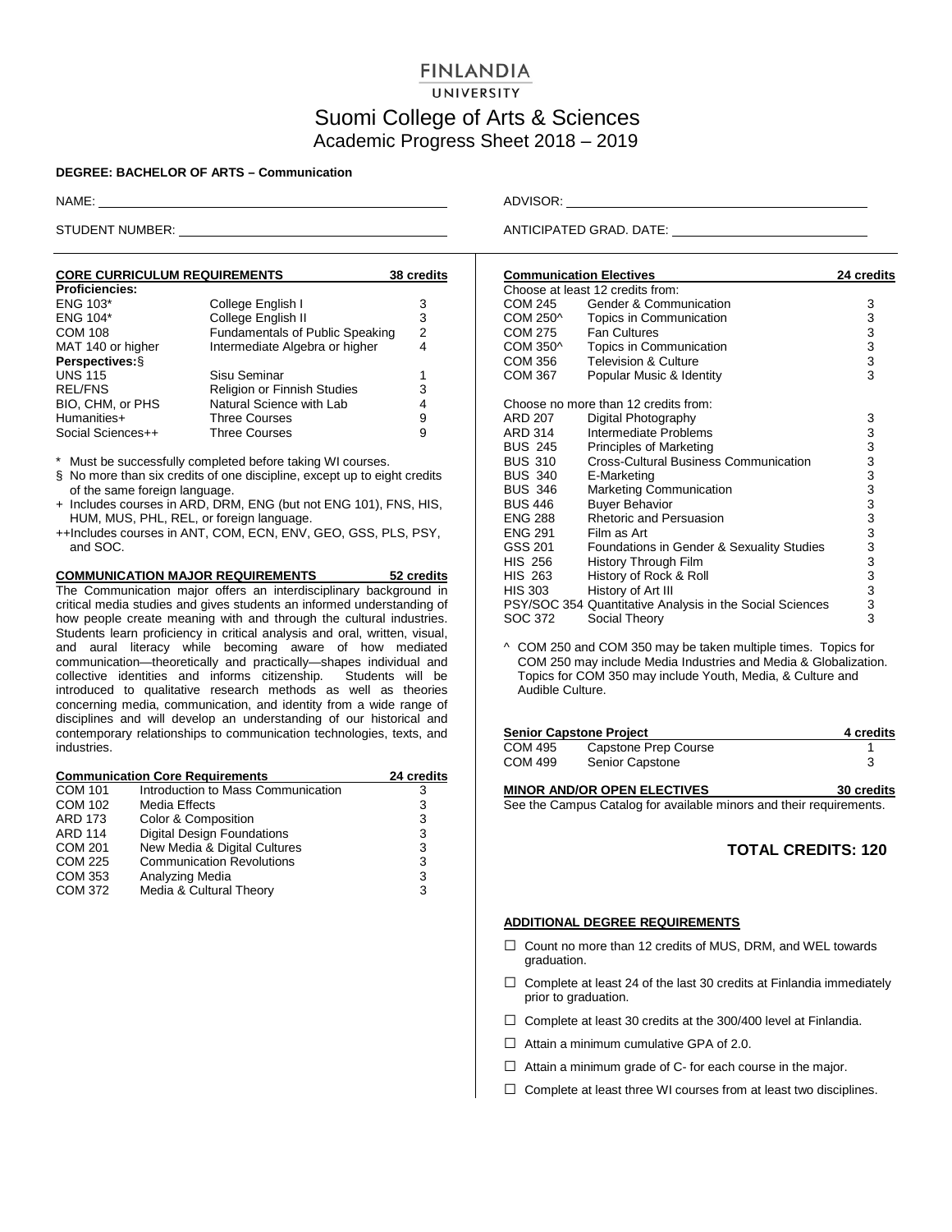# FINLANDIA UNIVERSITY

## Suomi College of Arts & Sciences

### Academic Progress Sheet 2018 – 2019

**DEGREE: BACHELOR OF ARTS – Communication**

NAME: ______________________ ADVISOR: ______________________

STUDENT NUMBER: ______________________ ANTICIPATED GRAD. DATE: ______________________

### CORE CURRICULUM REQUIREMENTS — 38 credits

| Course | Title | Credits |
|---|---|---|
| **Proficiencies:** | | |
| ENG 103* | College English I | 3 |
| ENG 104* | College English II | 3 |
| COM 108 | Fundamentals of Public Speaking | 2 |
| MAT 140 or higher | Intermediate Algebra or higher | 4 |
| **Perspectives:**§ | | |
| UNS 115 | Sisu Seminar | 1 |
| REL/FNS | Religion or Finnish Studies | 3 |
| BIO, CHM, or PHS | Natural Science with Lab | 4 |
| Humanities+ | Three Courses | 9 |
| Social Sciences++ | Three Courses | 9 |

\* Must be successfully completed before taking WI courses.

§ No more than six credits of one discipline, except up to eight credits of the same foreign language.

\+ Includes courses in ARD, DRM, ENG (but not ENG 101), FNS, HIS, HUM, MUS, PHL, REL, or foreign language.

++Includes courses in ANT, COM, ECN, ENV, GEO, GSS, PLS, PSY, and SOC.

### COMMUNICATION MAJOR REQUIREMENTS — 52 credits

The Communication major offers an interdisciplinary background in critical media studies and gives students an informed understanding of how people create meaning with and through the cultural industries. Students learn proficiency in critical analysis and oral, written, visual, and aural literacy while becoming aware of how mediated communication—theoretically and practically—shapes individual and collective identities and informs citizenship. Students will be introduced to qualitative research methods as well as theories concerning media, communication, and identity from a wide range of disciplines and will develop an understanding of our historical and contemporary relationships to communication technologies, texts, and industries.

#### Communication Core Requirements — 24 credits

| Course | Title | Credits |
|---|---|---|
| COM 101 | Introduction to Mass Communication | 3 |
| COM 102 | Media Effects | 3 |
| ARD 173 | Color & Composition | 3 |
| ARD 114 | Digital Design Foundations | 3 |
| COM 201 | New Media & Digital Cultures | 3 |
| COM 225 | Communication Revolutions | 3 |
| COM 353 | Analyzing Media | 3 |
| COM 372 | Media & Cultural Theory | 3 |

#### Communication Electives — 24 credits

Choose at least 12 credits from:

| Course | Title | Credits |
|---|---|---|
| COM 245 | Gender & Communication | 3 |
| COM 250^ | Topics in Communication | 3 |
| COM 275 | Fan Cultures | 3 |
| COM 350^ | Topics in Communication | 3 |
| COM 356 | Television & Culture | 3 |
| COM 367 | Popular Music & Identity | 3 |

Choose no more than 12 credits from:

| Course | Title | Credits |
|---|---|---|
| ARD 207 | Digital Photography | 3 |
| ARD 314 | Intermediate Problems | 3 |
| BUS 245 | Principles of Marketing | 3 |
| BUS 310 | Cross-Cultural Business Communication | 3 |
| BUS 340 | E-Marketing | 3 |
| BUS 346 | Marketing Communication | 3 |
| BUS 446 | Buyer Behavior | 3 |
| ENG 288 | Rhetoric and Persuasion | 3 |
| ENG 291 | Film as Art | 3 |
| GSS 201 | Foundations in Gender & Sexuality Studies | 3 |
| HIS 256 | History Through Film | 3 |
| HIS 263 | History of Rock & Roll | 3 |
| HIS 303 | History of Art III | 3 |
| PSY/SOC 354 | Quantitative Analysis in the Social Sciences | 3 |
| SOC 372 | Social Theory | 3 |

^ COM 250 and COM 350 may be taken multiple times. Topics for COM 250 may include Media Industries and Media & Globalization. Topics for COM 350 may include Youth, Media, & Culture and Audible Culture.

#### Senior Capstone Project — 4 credits

| Course | Title | Credits |
|---|---|---|
| COM 495 | Capstone Prep Course | 1 |
| COM 499 | Senior Capstone | 3 |

### MINOR AND/OR OPEN ELECTIVES — 30 credits

See the Campus Catalog for available minors and their requirements.

## TOTAL CREDITS: 120

### ADDITIONAL DEGREE REQUIREMENTS

- ☐ Count no more than 12 credits of MUS, DRM, and WEL towards graduation.
- ☐ Complete at least 24 of the last 30 credits at Finlandia immediately prior to graduation.
- ☐ Complete at least 30 credits at the 300/400 level at Finlandia.
- ☐ Attain a minimum cumulative GPA of 2.0.
- ☐ Attain a minimum grade of C- for each course in the major.
- ☐ Complete at least three WI courses from at least two disciplines.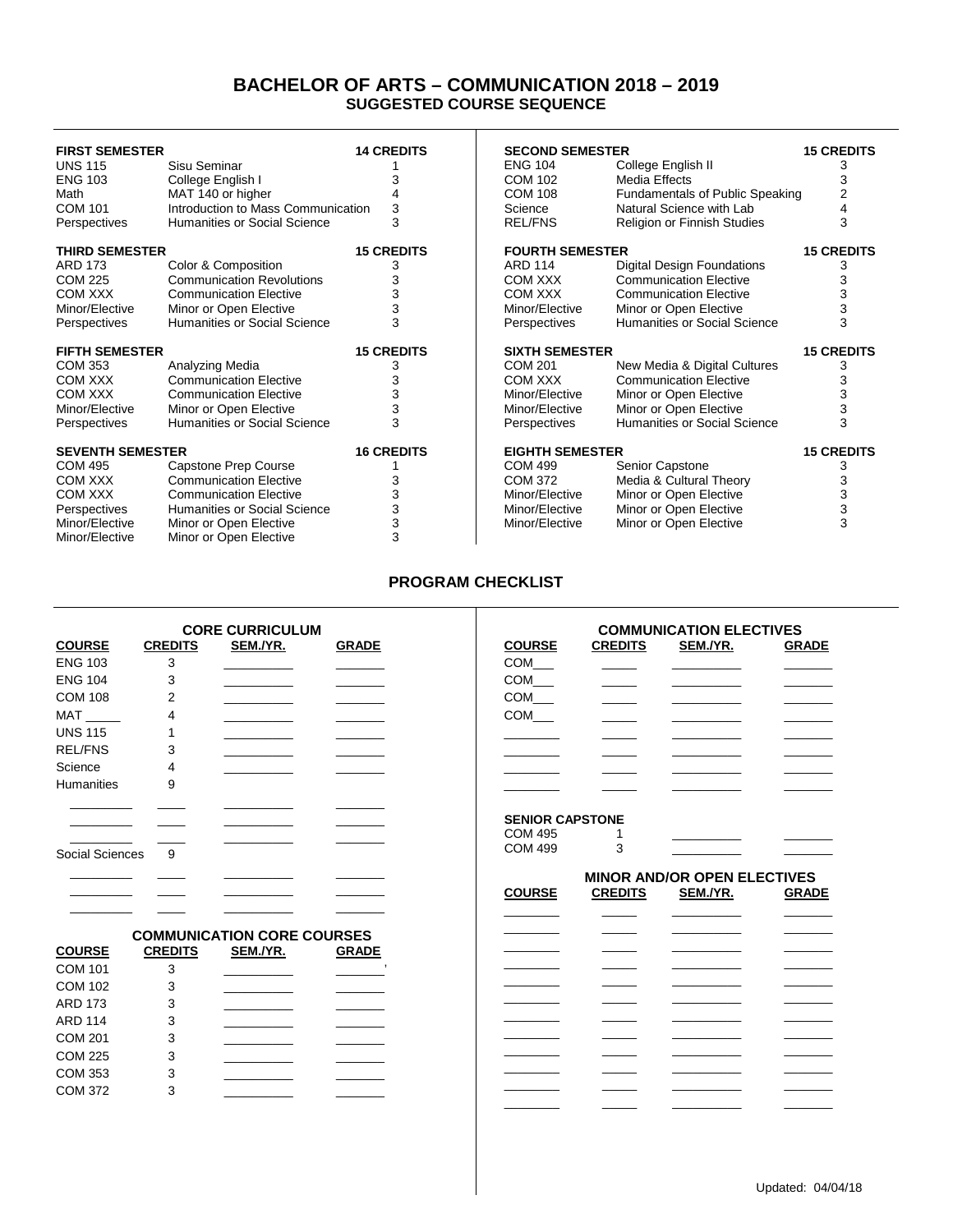# BACHELOR OF ARTS – COMMUNICATION 2018 – 2019

## SUGGESTED COURSE SEQUENCE

| FIRST SEMESTER | | 14 CREDITS |
|---|---|---|
| UNS 115 | Sisu Seminar | 1 |
| ENG 103 | College English I | 3 |
| Math | MAT 140 or higher | 4 |
| COM 101 | Introduction to Mass Communication | 3 |
| Perspectives | Humanities or Social Science | 3 |

| SECOND SEMESTER | | 15 CREDITS |
|---|---|---|
| ENG 104 | College English II | 3 |
| COM 102 | Media Effects | 3 |
| COM 108 | Fundamentals of Public Speaking | 2 |
| Science | Natural Science with Lab | 4 |
| REL/FNS | Religion or Finnish Studies | 3 |

| THIRD SEMESTER | | 15 CREDITS |
|---|---|---|
| ARD 173 | Color & Composition | 3 |
| COM 225 | Communication Revolutions | 3 |
| COM XXX | Communication Elective | 3 |
| Minor/Elective | Minor or Open Elective | 3 |
| Perspectives | Humanities or Social Science | 3 |

| FOURTH SEMESTER | | 15 CREDITS |
|---|---|---|
| ARD 114 | Digital Design Foundations | 3 |
| COM XXX | Communication Elective | 3 |
| COM XXX | Communication Elective | 3 |
| Minor/Elective | Minor or Open Elective | 3 |
| Perspectives | Humanities or Social Science | 3 |

| FIFTH SEMESTER | | 15 CREDITS |
|---|---|---|
| COM 353 | Analyzing Media | 3 |
| COM XXX | Communication Elective | 3 |
| COM XXX | Communication Elective | 3 |
| Minor/Elective | Minor or Open Elective | 3 |
| Perspectives | Humanities or Social Science | 3 |

| SIXTH SEMESTER | | 15 CREDITS |
|---|---|---|
| COM 201 | New Media & Digital Cultures | 3 |
| COM XXX | Communication Elective | 3 |
| Minor/Elective | Minor or Open Elective | 3 |
| Minor/Elective | Minor or Open Elective | 3 |
| Perspectives | Humanities or Social Science | 3 |

| SEVENTH SEMESTER | | 16 CREDITS |
|---|---|---|
| COM 495 | Capstone Prep Course | 1 |
| COM XXX | Communication Elective | 3 |
| COM XXX | Communication Elective | 3 |
| Perspectives | Humanities or Social Science | 3 |
| Minor/Elective | Minor or Open Elective | 3 |
| Minor/Elective | Minor or Open Elective | 3 |

| EIGHTH SEMESTER | | 15 CREDITS |
|---|---|---|
| COM 499 | Senior Capstone | 3 |
| COM 372 | Media & Cultural Theory | 3 |
| Minor/Elective | Minor or Open Elective | 3 |
| Minor/Elective | Minor or Open Elective | 3 |
| Minor/Elective | Minor or Open Elective | 3 |

## PROGRAM CHECKLIST

### CORE CURRICULUM

| COURSE | CREDITS | SEM./YR. | GRADE |
|---|---|---|---|
| ENG 103 | 3 | | |
| ENG 104 | 3 | | |
| COM 108 | 2 | | |
| MAT _____ | 4 | | |
| UNS 115 | 1 | | |
| REL/FNS | 3 | | |
| Science | 4 | | |
| Humanities | 9 | | |
| | | | |
| | | | |
| | | | |
| Social Sciences | 9 | | |
| | | | |
| | | | |
| | | | |

### COMMUNICATION CORE COURSES

| COURSE | CREDITS | SEM./YR. | GRADE |
|---|---|---|---|
| COM 101 | 3 | | |
| COM 102 | 3 | | |
| ARD 173 | 3 | | |
| ARD 114 | 3 | | |
| COM 201 | 3 | | |
| COM 225 | 3 | | |
| COM 353 | 3 | | |
| COM 372 | 3 | | |

### COMMUNICATION ELECTIVES

| COURSE | CREDITS | SEM./YR. | GRADE |
|---|---|---|---|
| COM___ | | | |
| COM___ | | | |
| COM___ | | | |
| COM___ | | | |
| | | | |
| | | | |
| | | | |

### SENIOR CAPSTONE

| COURSE | CREDITS | SEM./YR. | GRADE |
|---|---|---|---|
| COM 495 | 1 | | |
| COM 499 | 3 | | |

### MINOR AND/OR OPEN ELECTIVES

| COURSE | CREDITS | SEM./YR. | GRADE |
|---|---|---|---|
| | | | |
| | | | |
| | | | |
| | | | |
| | | | |
| | | | |
| | | | |
| | | | |
| | | | |
| | | | |
| | | | |

Updated: 04/04/18